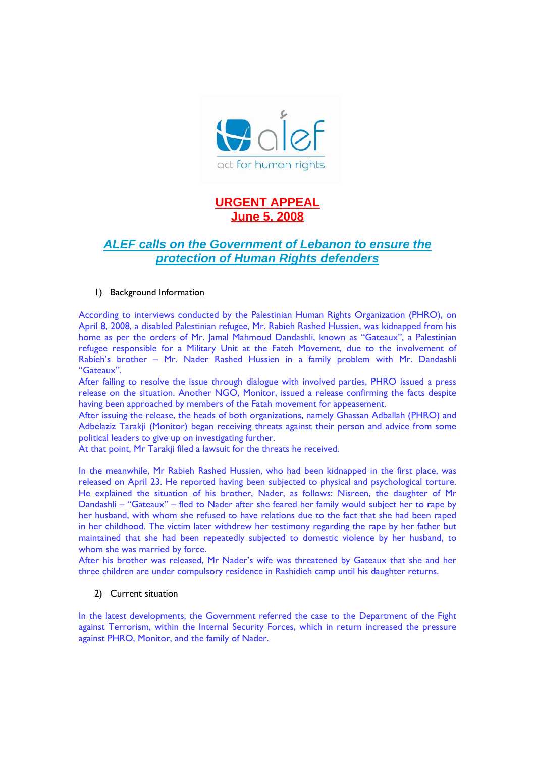alef

act for human rights

# URGENT APPEAL
# June 5. 2008

## *ALEF calls on the Government of Lebanon to ensure the protection of Human Rights defenders*

1) Background Information

According to interviews conducted by the Palestinian Human Rights Organization (PHRO), on April 8, 2008, a disabled Palestinian refugee, Mr. Rabieh Rashed Hussien, was kidnapped from his home as per the orders of Mr. Jamal Mahmoud Dandashli, known as "Gateaux", a Palestinian refugee responsible for a Military Unit at the Fateh Movement, due to the involvement of Rabieh's brother – Mr. Nader Rashed Hussien in a family problem with Mr. Dandashli "Gateaux".

After failing to resolve the issue through dialogue with involved parties, PHRO issued a press release on the situation. Another NGO, Monitor, issued a release confirming the facts despite having been approached by members of the Fatah movement for appeasement.

After issuing the release, the heads of both organizations, namely Ghassan Adballah (PHRO) and Adbelaziz Tarakji (Monitor) began receiving threats against their person and advice from some political leaders to give up on investigating further.

At that point, Mr Tarakji filed a lawsuit for the threats he received.

In the meanwhile, Mr Rabieh Rashed Hussien, who had been kidnapped in the first place, was released on April 23. He reported having been subjected to physical and psychological torture. He explained the situation of his brother, Nader, as follows: Nisreen, the daughter of Mr Dandashli – "Gateaux" – fled to Nader after she feared her family would subject her to rape by her husband, with whom she refused to have relations due to the fact that she had been raped in her childhood. The victim later withdrew her testimony regarding the rape by her father but maintained that she had been repeatedly subjected to domestic violence by her husband, to whom she was married by force.

After his brother was released, Mr Nader's wife was threatened by Gateaux that she and her three children are under compulsory residence in Rashidieh camp until his daughter returns.

2) Current situation

In the latest developments, the Government referred the case to the Department of the Fight against Terrorism, within the Internal Security Forces, which in return increased the pressure against PHRO, Monitor, and the family of Nader.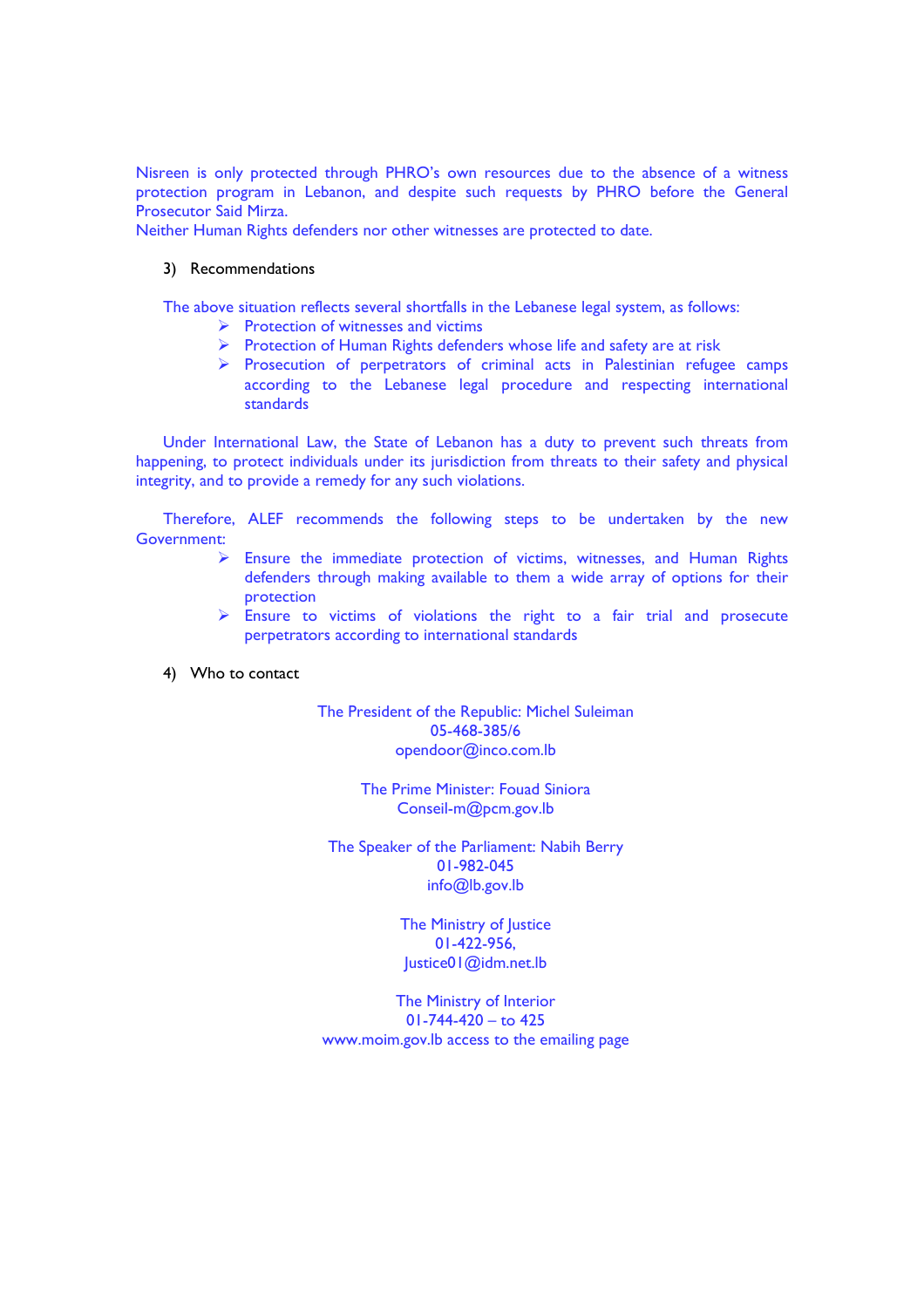Nisreen is only protected through PHRO's own resources due to the absence of a witness protection program in Lebanon, and despite such requests by PHRO before the General Prosecutor Said Mirza.
Neither Human Rights defenders nor other witnesses are protected to date.

3) Recommendations

The above situation reflects several shortfalls in the Lebanese legal system, as follows:

- Protection of witnesses and victims
- Protection of Human Rights defenders whose life and safety are at risk
- Prosecution of perpetrators of criminal acts in Palestinian refugee camps according to the Lebanese legal procedure and respecting international standards

Under International Law, the State of Lebanon has a duty to prevent such threats from happening, to protect individuals under its jurisdiction from threats to their safety and physical integrity, and to provide a remedy for any such violations.

Therefore, ALEF recommends the following steps to be undertaken by the new Government:

- Ensure the immediate protection of victims, witnesses, and Human Rights defenders through making available to them a wide array of options for their protection
- Ensure to victims of violations the right to a fair trial and prosecute perpetrators according to international standards

4) Who to contact

The President of the Republic: Michel Suleiman
05-468-385/6
opendoor@inco.com.lb

The Prime Minister: Fouad Siniora
Conseil-m@pcm.gov.lb

The Speaker of the Parliament: Nabih Berry
01-982-045
info@lb.gov.lb

The Ministry of Justice
01-422-956,
Justice01@idm.net.lb

The Ministry of Interior
01-744-420 – to 425
www.moim.gov.lb access to the emailing page